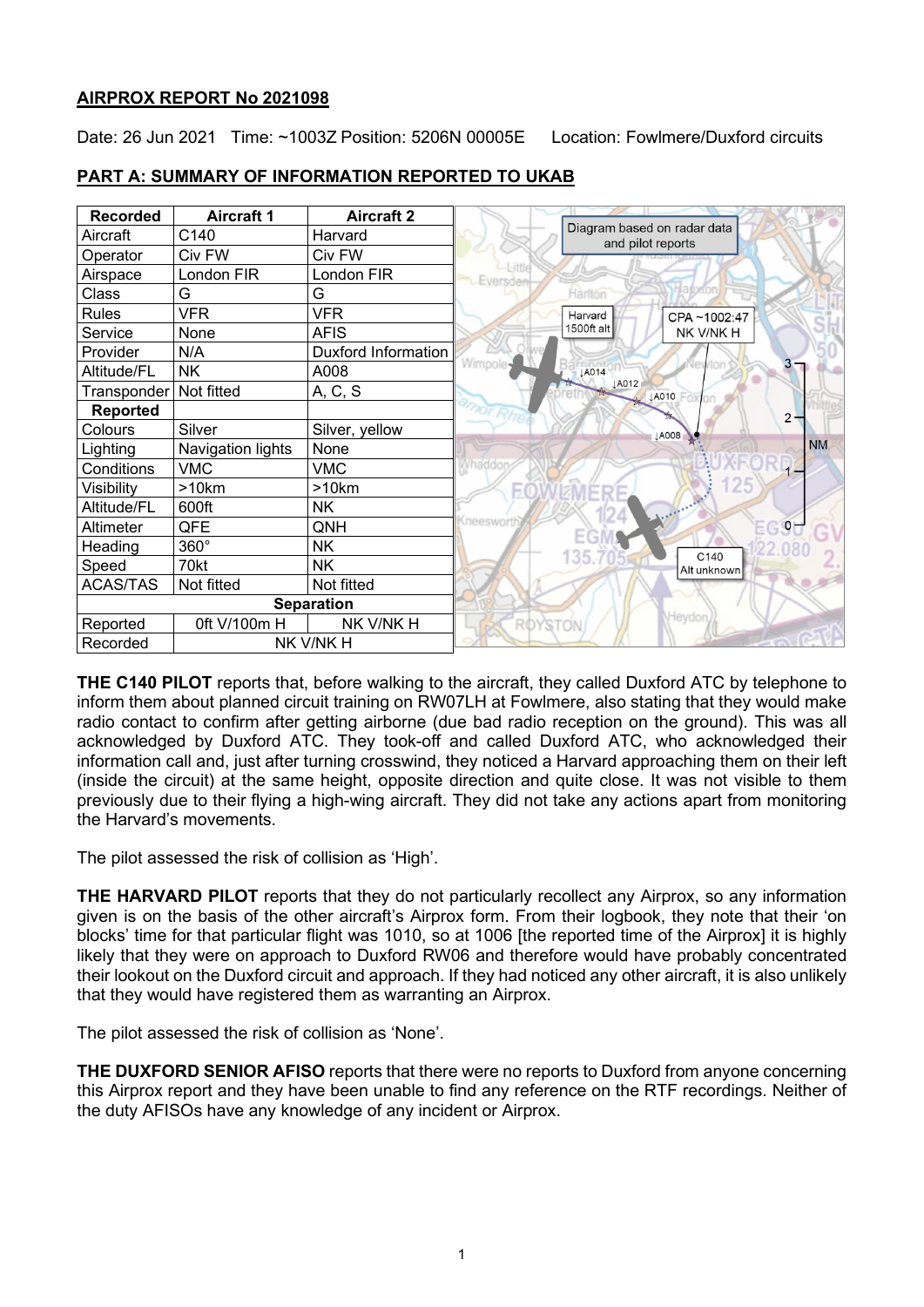**AIRPROX REPORT No 2021098**

Date: 26 Jun 2021 Time: ~1003Z Position: 5206N 00005E Location: Fowlmere/Duxford circuits

**PART A: SUMMARY OF INFORMATION REPORTED TO UKAB**

| Recorded | Aircraft 1 | Aircraft 2 |
|---|---|---|
| Aircraft | C140 | Harvard |
| Operator | Civ FW | Civ FW |
| Airspace | London FIR | London FIR |
| Class | G | G |
| Rules | VFR | VFR |
| Service | None | AFIS |
| Provider | N/A | Duxford Information |
| Altitude/FL | NK | A008 |
| Transponder | Not fitted | A, C, S |
| **Reported** | | |
| Colours | Silver | Silver, yellow |
| Lighting | Navigation lights | None |
| Conditions | VMC | VMC |
| Visibility | >10km | >10km |
| Altitude/FL | 600ft | NK |
| Altimeter | QFE | QNH |
| Heading | 360° | NK |
| Speed | 70kt | NK |
| ACAS/TAS | Not fitted | Not fitted |
| **Separation** | | |
| Reported | 0ft V/100m H | NK V/NK H |
| Recorded | NK V/NK H | |

Diagram based on radar data and pilot reports

**THE C140 PILOT** reports that, before walking to the aircraft, they called Duxford ATC by telephone to inform them about planned circuit training on RW07LH at Fowlmere, also stating that they would make radio contact to confirm after getting airborne (due bad radio reception on the ground). This was all acknowledged by Duxford ATC. They took-off and called Duxford ATC, who acknowledged their information call and, just after turning crosswind, they noticed a Harvard approaching them on their left (inside the circuit) at the same height, opposite direction and quite close. It was not visible to them previously due to their flying a high-wing aircraft. They did not take any actions apart from monitoring the Harvard's movements.

The pilot assessed the risk of collision as 'High'.

**THE HARVARD PILOT** reports that they do not particularly recollect any Airprox, so any information given is on the basis of the other aircraft's Airprox form. From their logbook, they note that their 'on blocks' time for that particular flight was 1010, so at 1006 [the reported time of the Airprox] it is highly likely that they were on approach to Duxford RW06 and therefore would have probably concentrated their lookout on the Duxford circuit and approach. If they had noticed any other aircraft, it is also unlikely that they would have registered them as warranting an Airprox.

The pilot assessed the risk of collision as 'None'.

**THE DUXFORD SENIOR AFISO** reports that there were no reports to Duxford from anyone concerning this Airprox report and they have been unable to find any reference on the RTF recordings. Neither of the duty AFISOs have any knowledge of any incident or Airprox.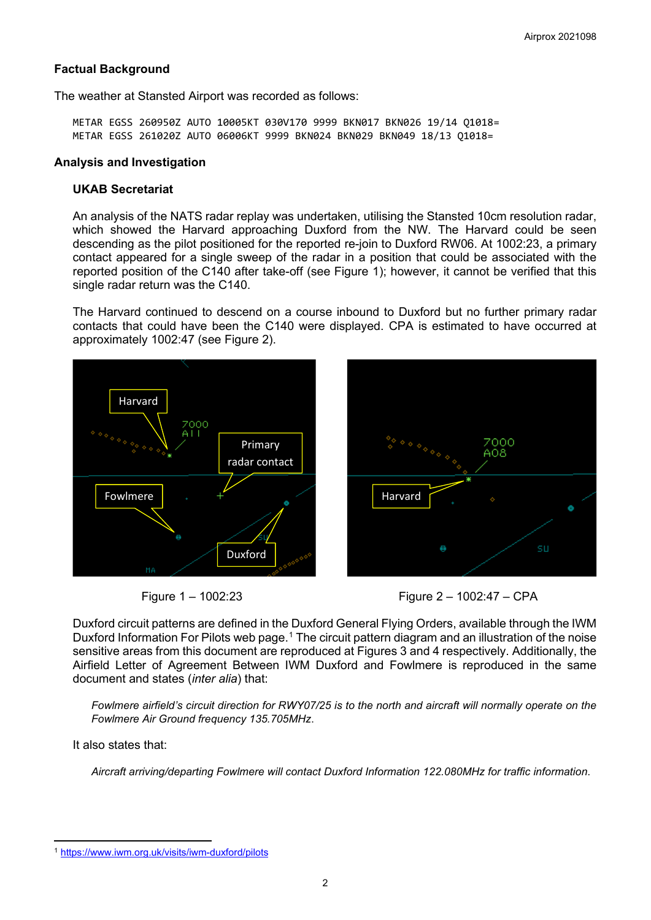## Factual Background

The weather at Stansted Airport was recorded as follows:

```
METAR EGSS 260950Z AUTO 10005KT 030V170 9999 BKN017 BKN026 19/14 Q1018=
METAR EGSS 261020Z AUTO 06006KT 9999 BKN024 BKN029 BKN049 18/13 Q1018=
```

## Analysis and Investigation

### UKAB Secretariat

An analysis of the NATS radar replay was undertaken, utilising the Stansted 10cm resolution radar, which showed the Harvard approaching Duxford from the NW. The Harvard could be seen descending as the pilot positioned for the reported re-join to Duxford RW06. At 1002:23, a primary contact appeared for a single sweep of the radar in a position that could be associated with the reported position of the C140 after take-off (see Figure 1); however, it cannot be verified that this single radar return was the C140.

The Harvard continued to descend on a course inbound to Duxford but no further primary radar contacts that could have been the C140 were displayed. CPA is estimated to have occurred at approximately 1002:47 (see Figure 2).

Figure 1 – 1002:23

Figure 2 – 1002:47 – CPA

Duxford circuit patterns are defined in the Duxford General Flying Orders, available through the IWM Duxford Information For Pilots web page.[1] The circuit pattern diagram and an illustration of the noise sensitive areas from this document are reproduced at Figures 3 and 4 respectively. Additionally, the Airfield Letter of Agreement Between IWM Duxford and Fowlmere is reproduced in the same document and states (*inter alia*) that:

> *Fowlmere airfield's circuit direction for RWY07/25 is to the north and aircraft will normally operate on the Fowlmere Air Ground frequency 135.705MHz.*

It also states that:

> *Aircraft arriving/departing Fowlmere will contact Duxford Information 122.080MHz for traffic information.*

[1] https://www.iwm.org.uk/visits/iwm-duxford/pilots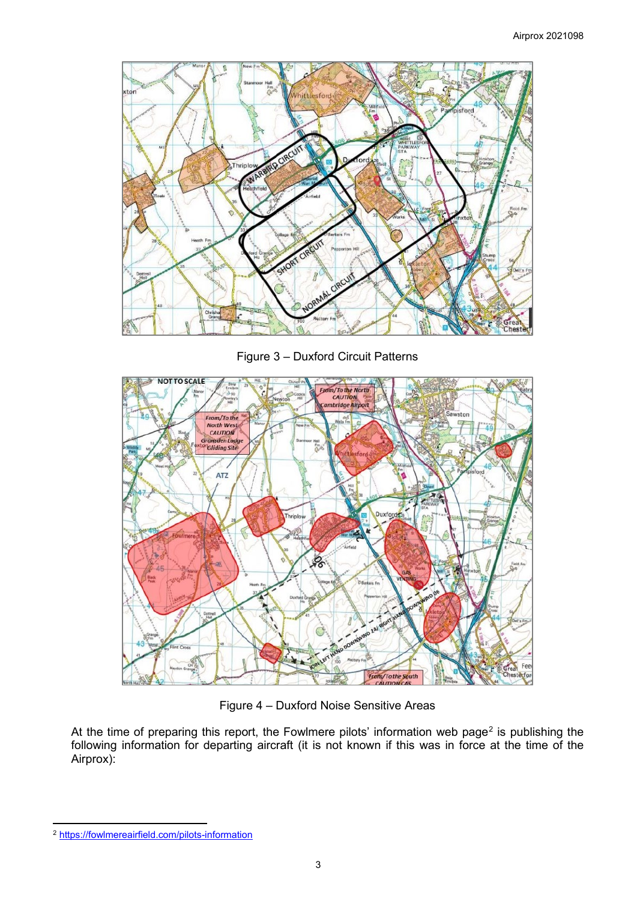Figure 3 – Duxford Circuit Patterns

Figure 4 – Duxford Noise Sensitive Areas

At the time of preparing this report, the Fowlmere pilots' information web page[2] is publishing the following information for departing aircraft (it is not known if this was in force at the time of the Airprox):

[2] https://fowlmereairfield.com/pilots-information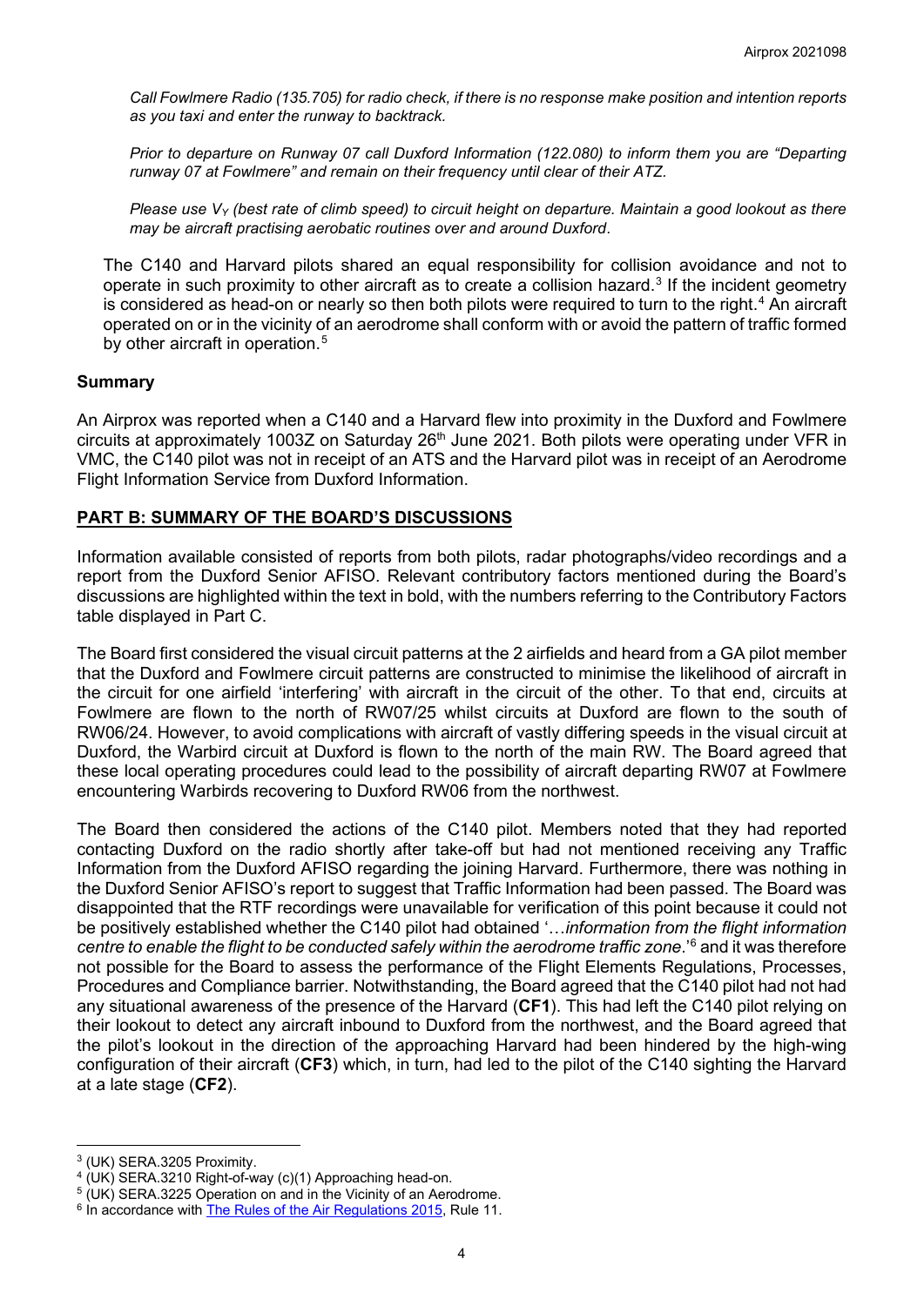*Call Fowlmere Radio (135.705) for radio check, if there is no response make position and intention reports as you taxi and enter the runway to backtrack.*

*Prior to departure on Runway 07 call Duxford Information (122.080) to inform them you are "Departing runway 07 at Fowlmere" and remain on their frequency until clear of their ATZ.*

*Please use $V_Y$ (best rate of climb speed) to circuit height on departure. Maintain a good lookout as there may be aircraft practising aerobatic routines over and around Duxford.*

The C140 and Harvard pilots shared an equal responsibility for collision avoidance and not to operate in such proximity to other aircraft as to create a collision hazard.[3] If the incident geometry is considered as head-on or nearly so then both pilots were required to turn to the right.[4] An aircraft operated on or in the vicinity of an aerodrome shall conform with or avoid the pattern of traffic formed by other aircraft in operation.[5]

## Summary

An Airprox was reported when a C140 and a Harvard flew into proximity in the Duxford and Fowlmere circuits at approximately 1003Z on Saturday 26th June 2021. Both pilots were operating under VFR in VMC, the C140 pilot was not in receipt of an ATS and the Harvard pilot was in receipt of an Aerodrome Flight Information Service from Duxford Information.

## PART B: SUMMARY OF THE BOARD'S DISCUSSIONS

Information available consisted of reports from both pilots, radar photographs/video recordings and a report from the Duxford Senior AFISO. Relevant contributory factors mentioned during the Board's discussions are highlighted within the text in bold, with the numbers referring to the Contributory Factors table displayed in Part C.

The Board first considered the visual circuit patterns at the 2 airfields and heard from a GA pilot member that the Duxford and Fowlmere circuit patterns are constructed to minimise the likelihood of aircraft in the circuit for one airfield 'interfering' with aircraft in the circuit of the other. To that end, circuits at Fowlmere are flown to the north of RW07/25 whilst circuits at Duxford are flown to the south of RW06/24. However, to avoid complications with aircraft of vastly differing speeds in the visual circuit at Duxford, the Warbird circuit at Duxford is flown to the north of the main RW. The Board agreed that these local operating procedures could lead to the possibility of aircraft departing RW07 at Fowlmere encountering Warbirds recovering to Duxford RW06 from the northwest.

The Board then considered the actions of the C140 pilot. Members noted that they had reported contacting Duxford on the radio shortly after take-off but had not mentioned receiving any Traffic Information from the Duxford AFISO regarding the joining Harvard. Furthermore, there was nothing in the Duxford Senior AFISO's report to suggest that Traffic Information had been passed. The Board was disappointed that the RTF recordings were unavailable for verification of this point because it could not be positively established whether the C140 pilot had obtained '…*information from the flight information centre to enable the flight to be conducted safely within the aerodrome traffic zone*.'[6] and it was therefore not possible for the Board to assess the performance of the Flight Elements Regulations, Processes, Procedures and Compliance barrier. Notwithstanding, the Board agreed that the C140 pilot had not had any situational awareness of the presence of the Harvard (**CF1**). This had left the C140 pilot relying on their lookout to detect any aircraft inbound to Duxford from the northwest, and the Board agreed that the pilot's lookout in the direction of the approaching Harvard had been hindered by the high-wing configuration of their aircraft (**CF3**) which, in turn, had led to the pilot of the C140 sighting the Harvard at a late stage (**CF2**).

---

[3] (UK) SERA.3205 Proximity.

[4] (UK) SERA.3210 Right-of-way (c)(1) Approaching head-on.

[5] (UK) SERA.3225 Operation on and in the Vicinity of an Aerodrome.

[6] In accordance with The Rules of the Air Regulations 2015, Rule 11.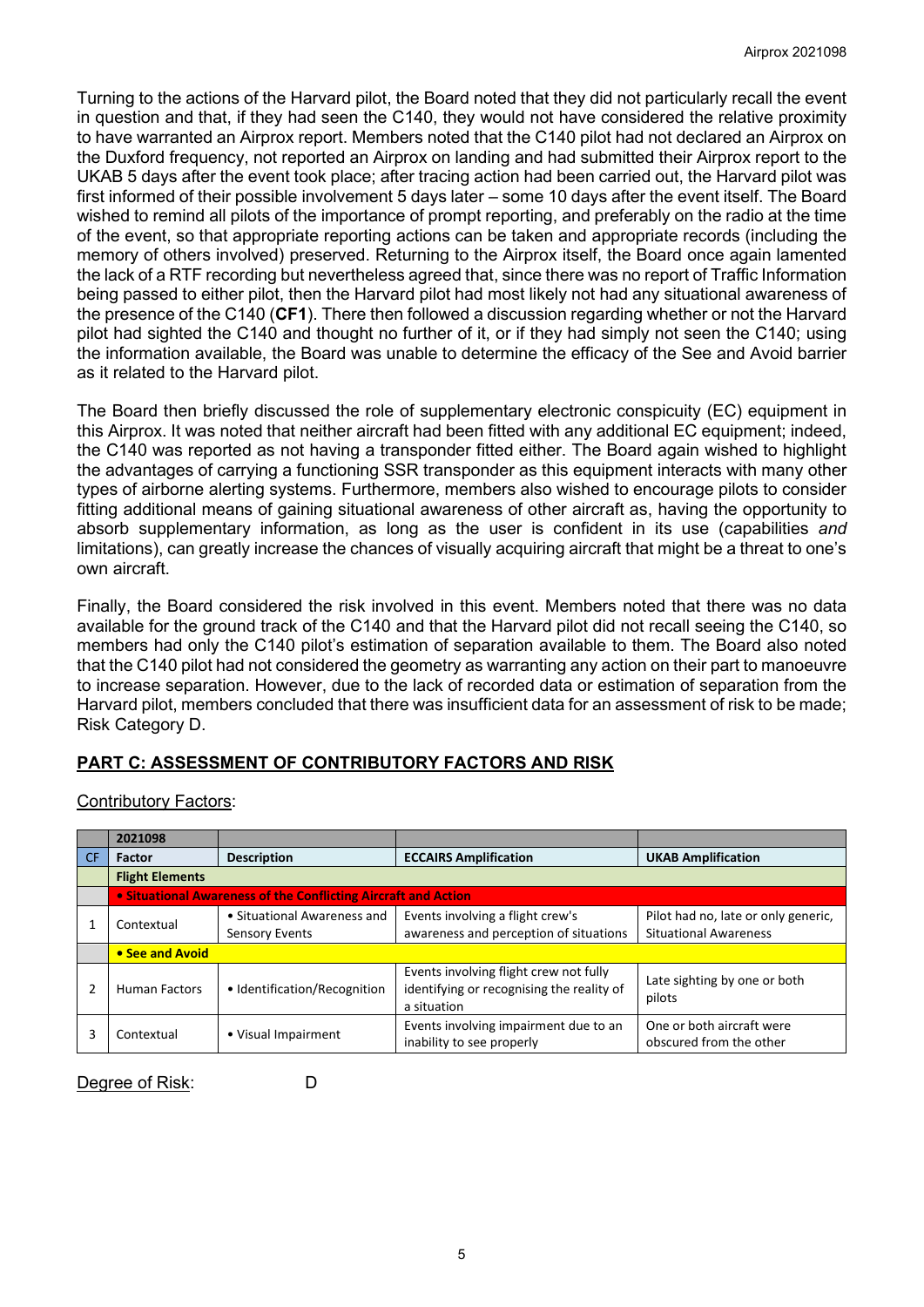Turning to the actions of the Harvard pilot, the Board noted that they did not particularly recall the event in question and that, if they had seen the C140, they would not have considered the relative proximity to have warranted an Airprox report. Members noted that the C140 pilot had not declared an Airprox on the Duxford frequency, not reported an Airprox on landing and had submitted their Airprox report to the UKAB 5 days after the event took place; after tracing action had been carried out, the Harvard pilot was first informed of their possible involvement 5 days later – some 10 days after the event itself. The Board wished to remind all pilots of the importance of prompt reporting, and preferably on the radio at the time of the event, so that appropriate reporting actions can be taken and appropriate records (including the memory of others involved) preserved. Returning to the Airprox itself, the Board once again lamented the lack of a RTF recording but nevertheless agreed that, since there was no report of Traffic Information being passed to either pilot, then the Harvard pilot had most likely not had any situational awareness of the presence of the C140 (**CF1**). There then followed a discussion regarding whether or not the Harvard pilot had sighted the C140 and thought no further of it, or if they had simply not seen the C140; using the information available, the Board was unable to determine the efficacy of the See and Avoid barrier as it related to the Harvard pilot.

The Board then briefly discussed the role of supplementary electronic conspicuity (EC) equipment in this Airprox. It was noted that neither aircraft had been fitted with any additional EC equipment; indeed, the C140 was reported as not having a transponder fitted either. The Board again wished to highlight the advantages of carrying a functioning SSR transponder as this equipment interacts with many other types of airborne alerting systems. Furthermore, members also wished to encourage pilots to consider fitting additional means of gaining situational awareness of other aircraft as, having the opportunity to absorb supplementary information, as long as the user is confident in its use (capabilities *and* limitations), can greatly increase the chances of visually acquiring aircraft that might be a threat to one's own aircraft.

Finally, the Board considered the risk involved in this event. Members noted that there was no data available for the ground track of the C140 and that the Harvard pilot did not recall seeing the C140, so members had only the C140 pilot's estimation of separation available to them. The Board also noted that the C140 pilot had not considered the geometry as warranting any action on their part to manoeuvre to increase separation. However, due to the lack of recorded data or estimation of separation from the Harvard pilot, members concluded that there was insufficient data for an assessment of risk to be made; Risk Category D.

## PART C: ASSESSMENT OF CONTRIBUTORY FACTORS AND RISK

Contributory Factors:

| | 2021098 | | | |
|---|---|---|---|---|
| **CF** | **Factor** | **Description** | **ECCAIRS Amplification** | **UKAB Amplification** |
| | **Flight Elements** | | | |
| | **• Situational Awareness of the Conflicting Aircraft and Action** | | | |
| 1 | Contextual | • Situational Awareness and Sensory Events | Events involving a flight crew's awareness and perception of situations | Pilot had no, late or only generic, Situational Awareness |
| | **• See and Avoid** | | | |
| 2 | Human Factors | • Identification/Recognition | Events involving flight crew not fully identifying or recognising the reality of a situation | Late sighting by one or both pilots |
| 3 | Contextual | • Visual Impairment | Events involving impairment due to an inability to see properly | One or both aircraft were obscured from the other |

Degree of Risk: D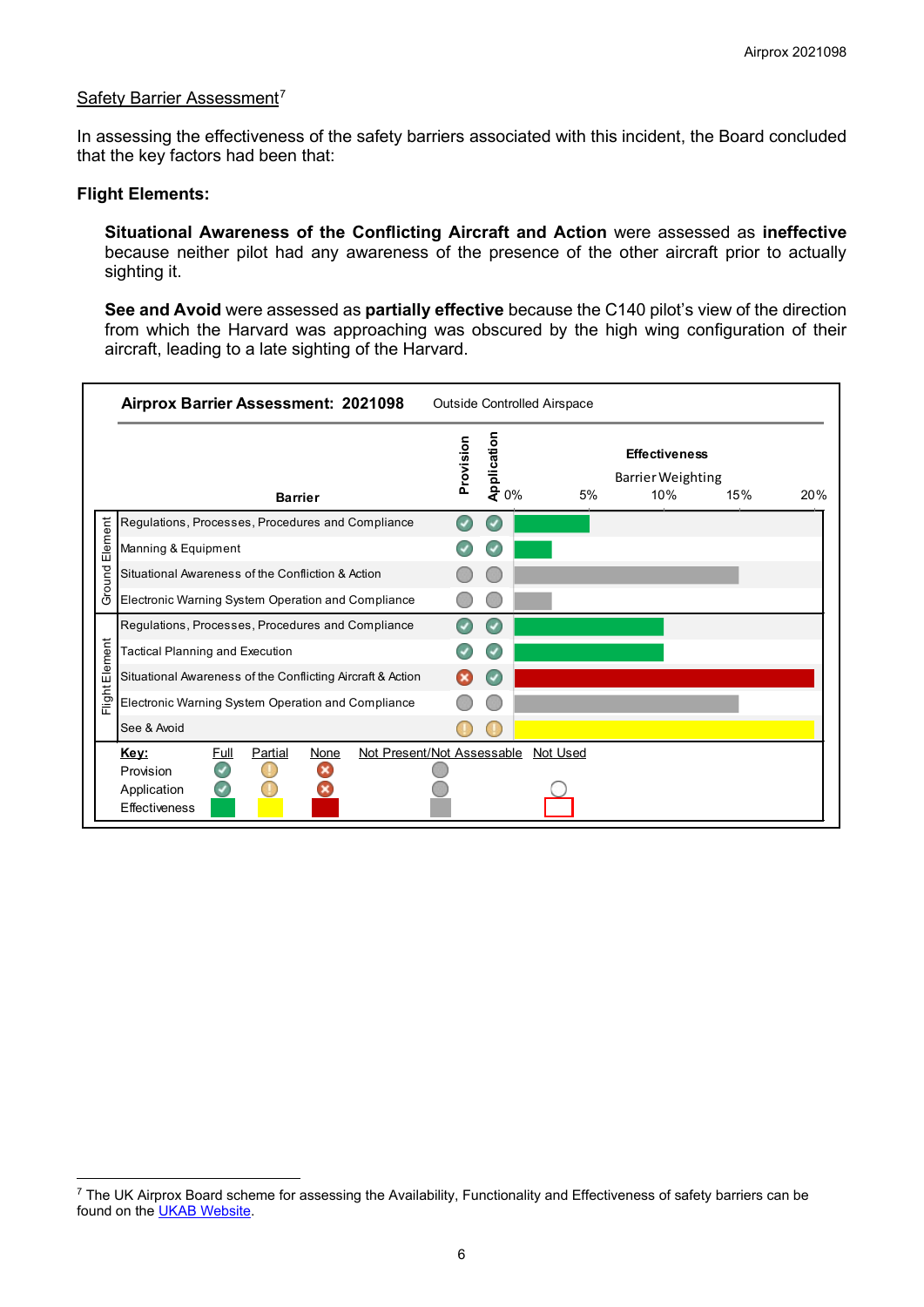## Safety Barrier Assessment[7]

In assessing the effectiveness of the safety barriers associated with this incident, the Board concluded that the key factors had been that:

**Flight Elements:**

**Situational Awareness of the Conflicting Aircraft and Action** were assessed as **ineffective** because neither pilot had any awareness of the presence of the other aircraft prior to actually sighting it.

**See and Avoid** were assessed as **partially effective** because the C140 pilot's view of the direction from which the Harvard was approaching was obscured by the high wing configuration of their aircraft, leading to a late sighting of the Harvard.

**Airprox Barrier Assessment: 2021098**

Outside Controlled Airspace

Barrier

Provision

Application

Effectiveness

Barrier Weighting

0%
5%
10%
15%
20%

Ground Element

Regulations, Processes, Procedures and Compliance

Manning & Equipment

Situational Awareness of the Confliction & Action

Electronic Warning System Operation and Compliance

Flight Element

Regulations, Processes, Procedures and Compliance

Tactical Planning and Execution

Situational Awareness of the Conflicting Aircraft & Action

Electronic Warning System Operation and Compliance

See & Avoid

Key:
Full
Partial
None
Not Present/Not Assessable
Not Used

Provision

Application

Effectiveness

[7] The UK Airprox Board scheme for assessing the Availability, Functionality and Effectiveness of safety barriers can be found on the UKAB Website.